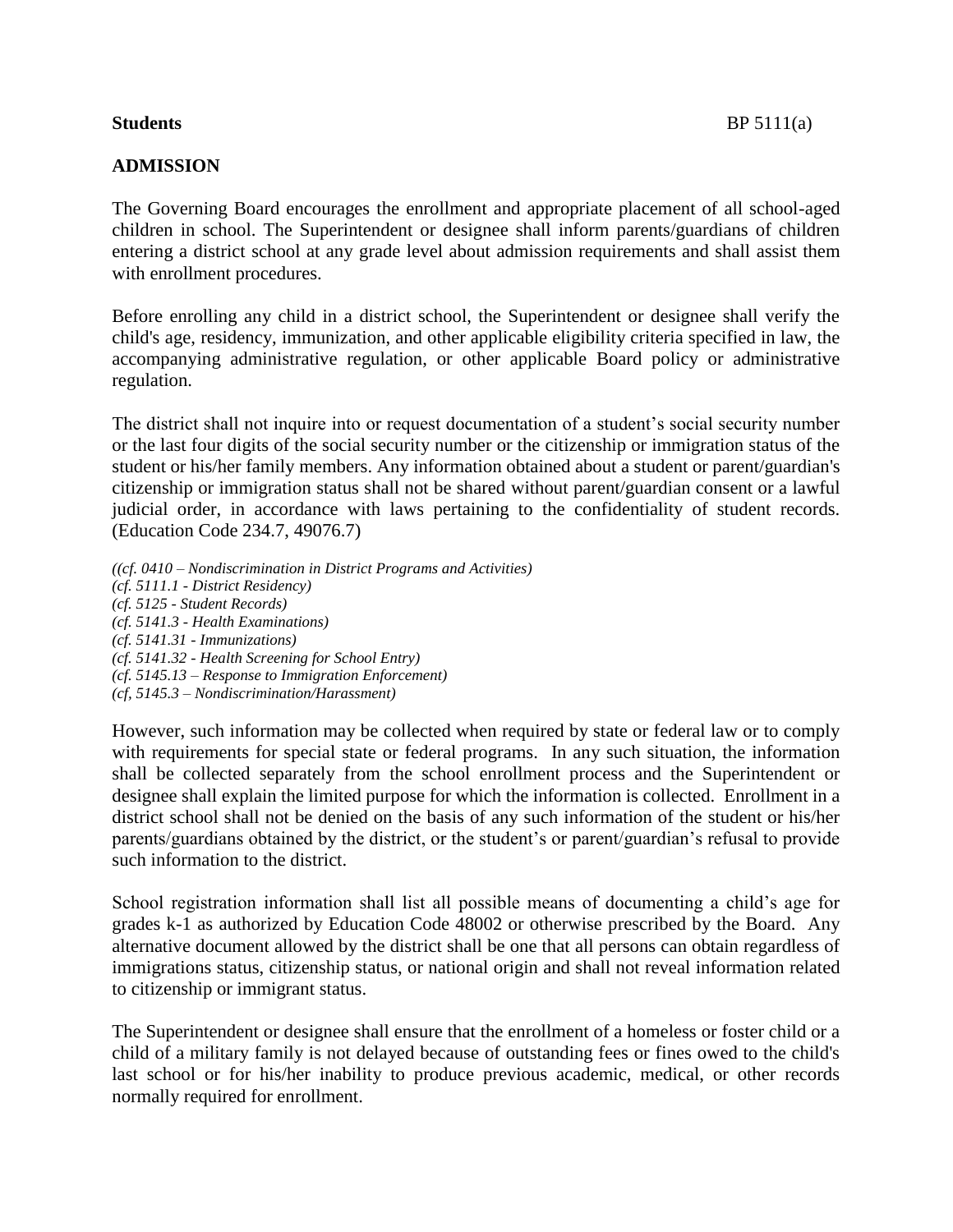**Students** BP 5111(a)

**ADMISSION**

The Governing Board encourages the enrollment and appropriate placement of all school-aged children in school. The Superintendent or designee shall inform parents/guardians of children entering a district school at any grade level about admission requirements and shall assist them with enrollment procedures.

Before enrolling any child in a district school, the Superintendent or designee shall verify the child's age, residency, immunization, and other applicable eligibility criteria specified in law, the accompanying administrative regulation, or other applicable Board policy or administrative regulation.

The district shall not inquire into or request documentation of a student's social security number or the last four digits of the social security number or the citizenship or immigration status of the student or his/her family members. Any information obtained about a student or parent/guardian's citizenship or immigration status shall not be shared without parent/guardian consent or a lawful judicial order, in accordance with laws pertaining to the confidentiality of student records. (Education Code 234.7, 49076.7)

*((cf. 0410 – Nondiscrimination in District Programs and Activities)*
*(cf. 5111.1 - District Residency)*
*(cf. 5125 - Student Records)*
*(cf. 5141.3 - Health Examinations)*
*(cf. 5141.31 - Immunizations)*
*(cf. 5141.32 - Health Screening for School Entry)*
*(cf. 5145.13 – Response to Immigration Enforcement)*
*(cf, 5145.3 – Nondiscrimination/Harassment)*

However, such information may be collected when required by state or federal law or to comply with requirements for special state or federal programs. In any such situation, the information shall be collected separately from the school enrollment process and the Superintendent or designee shall explain the limited purpose for which the information is collected. Enrollment in a district school shall not be denied on the basis of any such information of the student or his/her parents/guardians obtained by the district, or the student's or parent/guardian's refusal to provide such information to the district.

School registration information shall list all possible means of documenting a child's age for grades k-1 as authorized by Education Code 48002 or otherwise prescribed by the Board. Any alternative document allowed by the district shall be one that all persons can obtain regardless of immigrations status, citizenship status, or national origin and shall not reveal information related to citizenship or immigrant status.

The Superintendent or designee shall ensure that the enrollment of a homeless or foster child or a child of a military family is not delayed because of outstanding fees or fines owed to the child's last school or for his/her inability to produce previous academic, medical, or other records normally required for enrollment.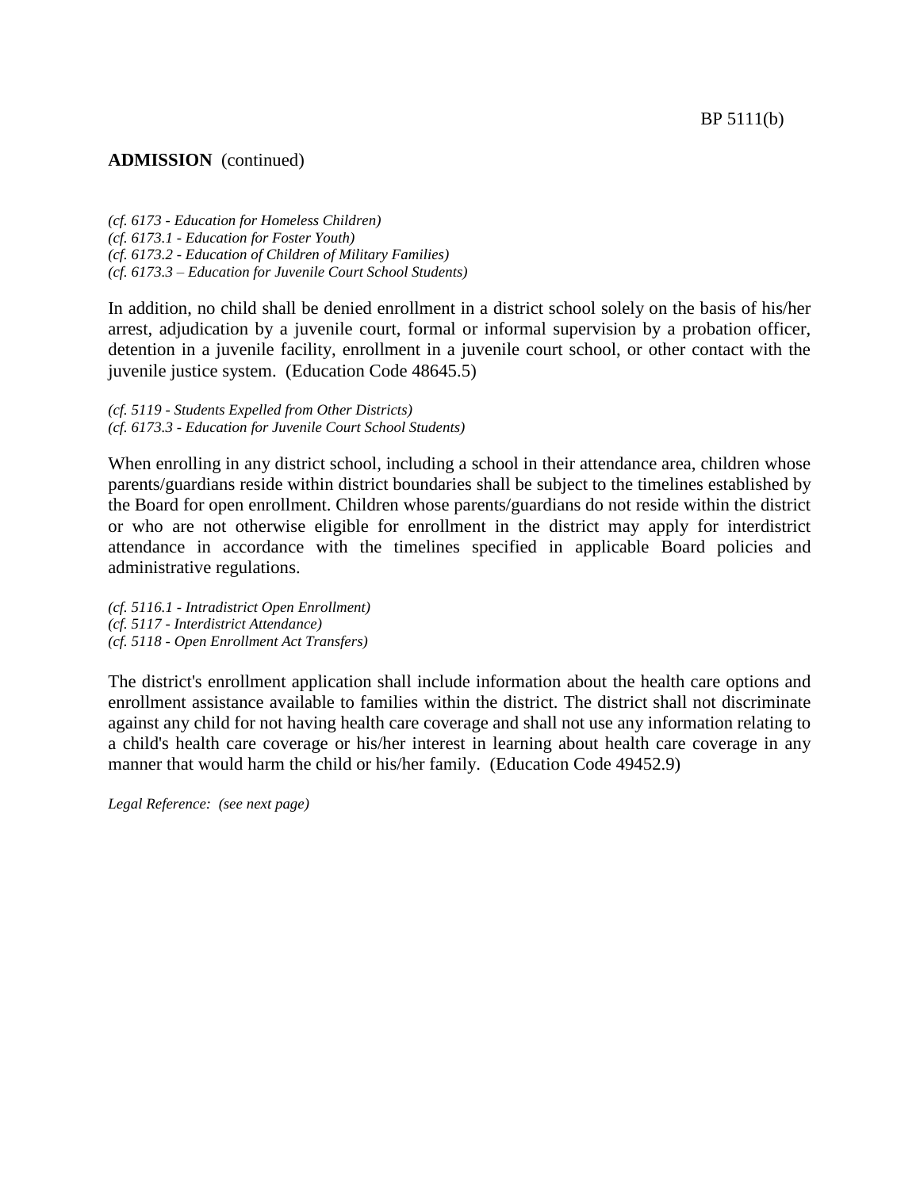**ADMISSION** (continued)

*(cf. 6173 - Education for Homeless Children)*
*(cf. 6173.1 - Education for Foster Youth)*
*(cf. 6173.2 - Education of Children of Military Families)*
*(cf. 6173.3 – Education for Juvenile Court School Students)*

In addition, no child shall be denied enrollment in a district school solely on the basis of his/her arrest, adjudication by a juvenile court, formal or informal supervision by a probation officer, detention in a juvenile facility, enrollment in a juvenile court school, or other contact with the juvenile justice system. (Education Code 48645.5)

*(cf. 5119 - Students Expelled from Other Districts)*
*(cf. 6173.3 - Education for Juvenile Court School Students)*

When enrolling in any district school, including a school in their attendance area, children whose parents/guardians reside within district boundaries shall be subject to the timelines established by the Board for open enrollment. Children whose parents/guardians do not reside within the district or who are not otherwise eligible for enrollment in the district may apply for interdistrict attendance in accordance with the timelines specified in applicable Board policies and administrative regulations.

*(cf. 5116.1 - Intradistrict Open Enrollment)*
*(cf. 5117 - Interdistrict Attendance)*
*(cf. 5118 - Open Enrollment Act Transfers)*

The district's enrollment application shall include information about the health care options and enrollment assistance available to families within the district. The district shall not discriminate against any child for not having health care coverage and shall not use any information relating to a child's health care coverage or his/her interest in learning about health care coverage in any manner that would harm the child or his/her family. (Education Code 49452.9)

*Legal Reference: (see next page)*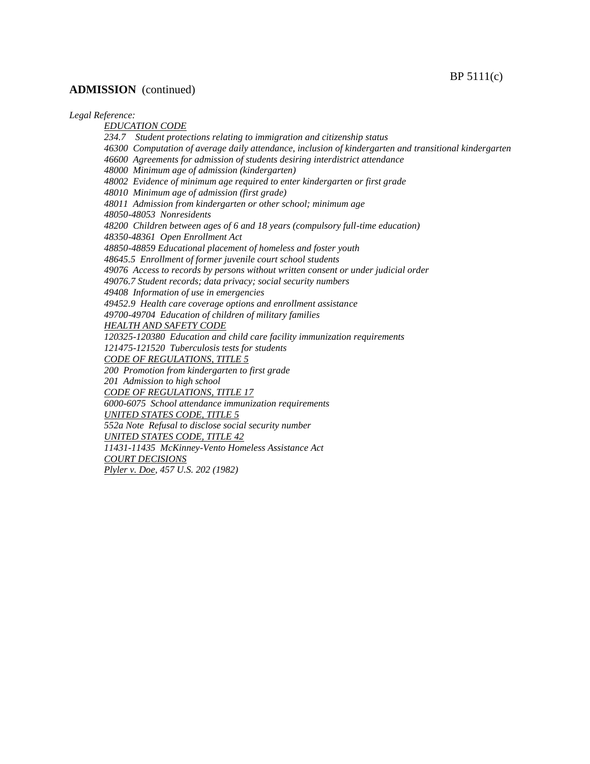**ADMISSION** (continued)

*Legal Reference:*

*EDUCATION CODE*
*234.7 Student protections relating to immigration and citizenship status*
*46300 Computation of average daily attendance, inclusion of kindergarten and transitional kindergarten*
*46600 Agreements for admission of students desiring interdistrict attendance*
*48000 Minimum age of admission (kindergarten)*
*48002 Evidence of minimum age required to enter kindergarten or first grade*
*48010 Minimum age of admission (first grade)*
*48011 Admission from kindergarten or other school; minimum age*
*48050-48053 Nonresidents*
*48200 Children between ages of 6 and 18 years (compulsory full-time education)*
*48350-48361 Open Enrollment Act*
*48850-48859 Educational placement of homeless and foster youth*
*48645.5 Enrollment of former juvenile court school students*
*49076 Access to records by persons without written consent or under judicial order*
*49076.7 Student records; data privacy; social security numbers*
*49408 Information of use in emergencies*
*49452.9 Health care coverage options and enrollment assistance*
*49700-49704 Education of children of military families*

*HEALTH AND SAFETY CODE*
*120325-120380 Education and child care facility immunization requirements*
*121475-121520 Tuberculosis tests for students*

*CODE OF REGULATIONS, TITLE 5*
*200 Promotion from kindergarten to first grade*
*201 Admission to high school*

*CODE OF REGULATIONS, TITLE 17*
*6000-6075 School attendance immunization requirements*

*UNITED STATES CODE, TITLE 5*
*552a Note Refusal to disclose social security number*

*UNITED STATES CODE, TITLE 42*
*11431-11435 McKinney-Vento Homeless Assistance Act*

*COURT DECISIONS*
*Plyler v. Doe, 457 U.S. 202 (1982)*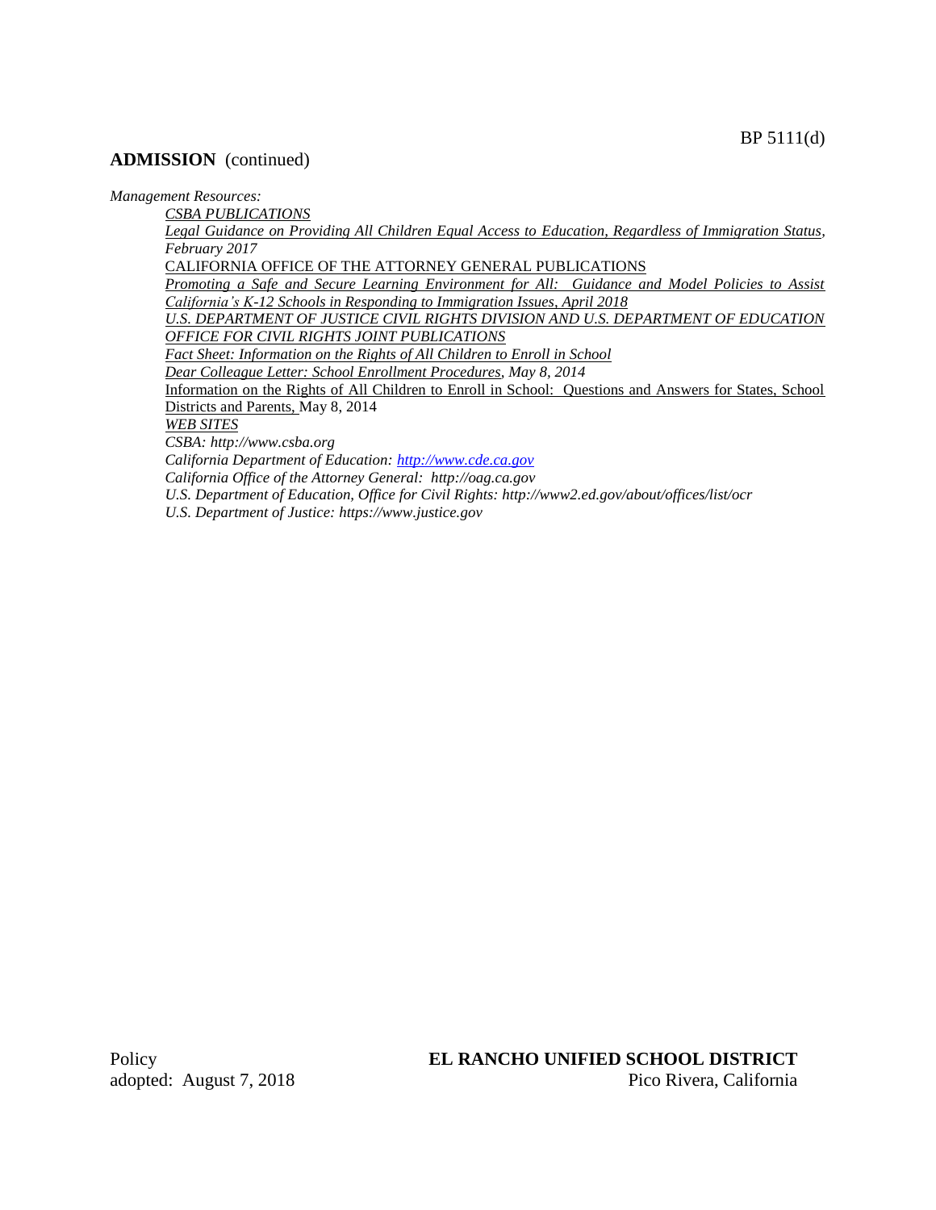**ADMISSION** (continued)

*Management Resources:*

*CSBA PUBLICATIONS*

*Legal Guidance on Providing All Children Equal Access to Education, Regardless of Immigration Status, February 2017*

CALIFORNIA OFFICE OF THE ATTORNEY GENERAL PUBLICATIONS

*Promoting a Safe and Secure Learning Environment for All: Guidance and Model Policies to Assist California's K-12 Schools in Responding to Immigration Issues, April 2018*

*U.S. DEPARTMENT OF JUSTICE CIVIL RIGHTS DIVISION AND U.S. DEPARTMENT OF EDUCATION OFFICE FOR CIVIL RIGHTS JOINT PUBLICATIONS*

*Fact Sheet: Information on the Rights of All Children to Enroll in School*

*Dear Colleague Letter: School Enrollment Procedures, May 8, 2014*

Information on the Rights of All Children to Enroll in School: Questions and Answers for States, School Districts and Parents, May 8, 2014

*WEB SITES*

*CSBA: http://www.csba.org*

*California Department of Education: http://www.cde.ca.gov*

*California Office of the Attorney General: http://oag.ca.gov*

*U.S. Department of Education, Office for Civil Rights: http://www2.ed.gov/about/offices/list/ocr*

*U.S. Department of Justice: https://www.justice.gov*

Policy
adopted: August 7, 2018

**EL RANCHO UNIFIED SCHOOL DISTRICT**
Pico Rivera, California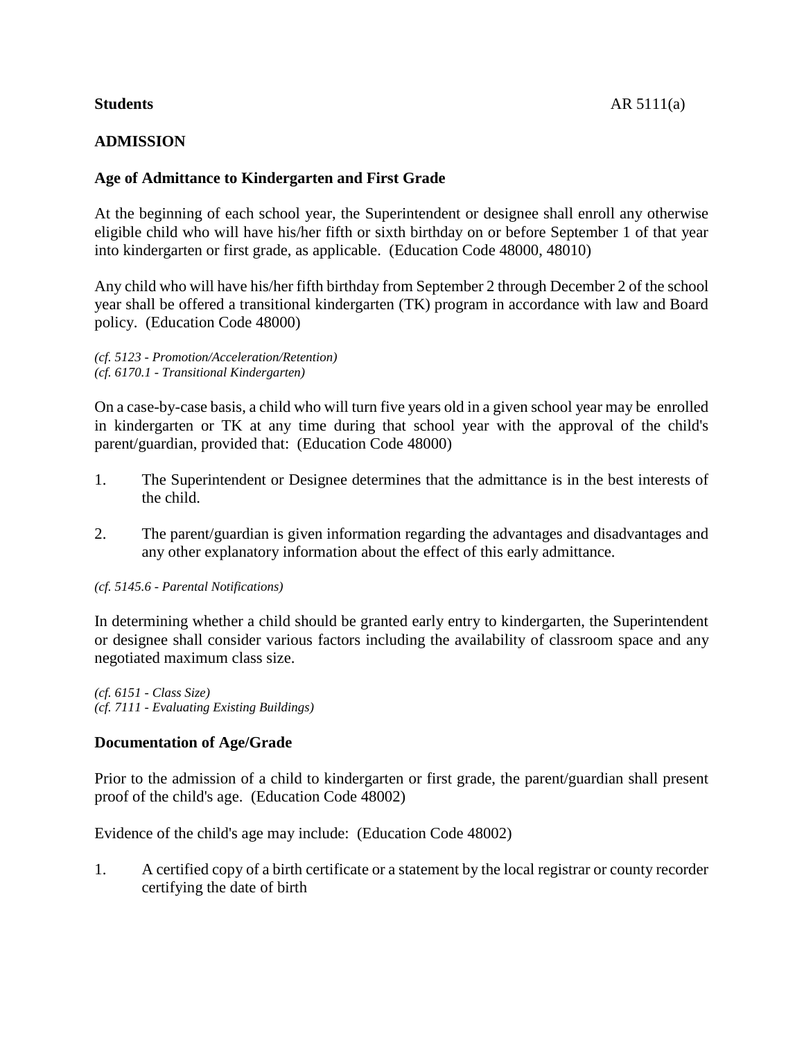**Students** AR 5111(a)

## ADMISSION

### Age of Admittance to Kindergarten and First Grade

At the beginning of each school year, the Superintendent or designee shall enroll any otherwise eligible child who will have his/her fifth or sixth birthday on or before September 1 of that year into kindergarten or first grade, as applicable. (Education Code 48000, 48010)

Any child who will have his/her fifth birthday from September 2 through December 2 of the school year shall be offered a transitional kindergarten (TK) program in accordance with law and Board policy. (Education Code 48000)

*(cf. 5123 - Promotion/Acceleration/Retention)*
*(cf. 6170.1 - Transitional Kindergarten)*

On a case-by-case basis, a child who will turn five years old in a given school year may be enrolled in kindergarten or TK at any time during that school year with the approval of the child's parent/guardian, provided that: (Education Code 48000)

1. The Superintendent or Designee determines that the admittance is in the best interests of the child.

2. The parent/guardian is given information regarding the advantages and disadvantages and any other explanatory information about the effect of this early admittance.

*(cf. 5145.6 - Parental Notifications)*

In determining whether a child should be granted early entry to kindergarten, the Superintendent or designee shall consider various factors including the availability of classroom space and any negotiated maximum class size.

*(cf. 6151 - Class Size)*
*(cf. 7111 - Evaluating Existing Buildings)*

### Documentation of Age/Grade

Prior to the admission of a child to kindergarten or first grade, the parent/guardian shall present proof of the child's age. (Education Code 48002)

Evidence of the child's age may include: (Education Code 48002)

1. A certified copy of a birth certificate or a statement by the local registrar or county recorder certifying the date of birth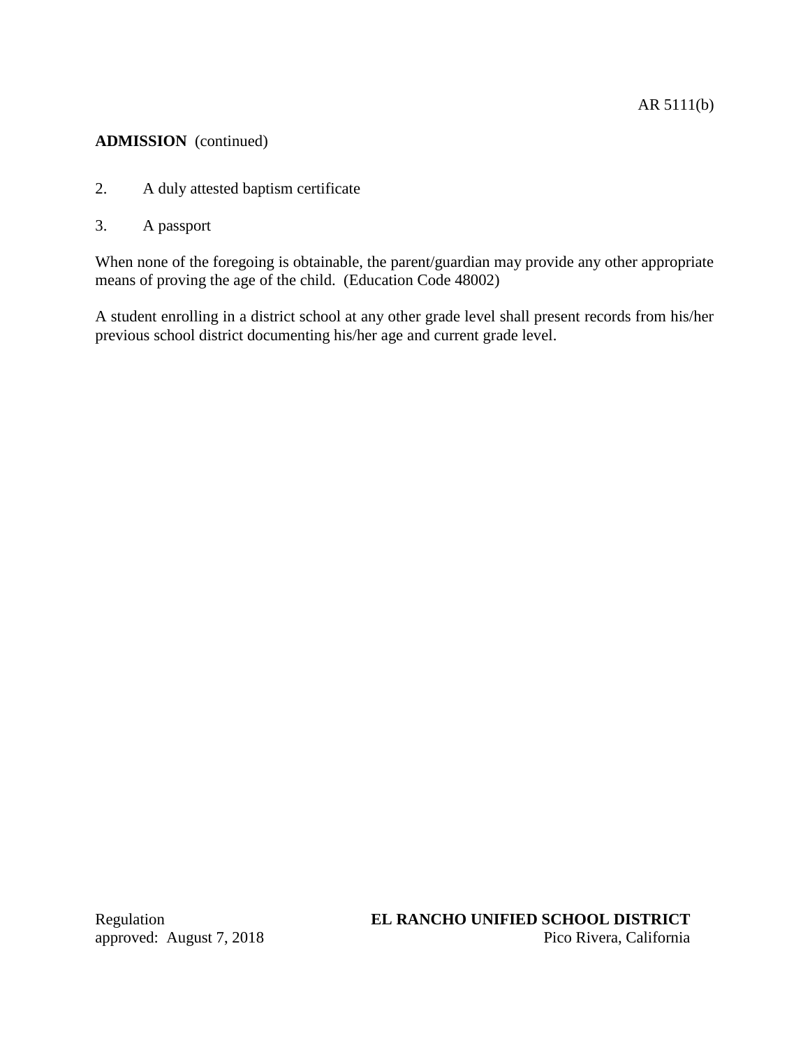**ADMISSION** (continued)

2. A duly attested baptism certificate

3. A passport

When none of the foregoing is obtainable, the parent/guardian may provide any other appropriate means of proving the age of the child. (Education Code 48002)

A student enrolling in a district school at any other grade level shall present records from his/her previous school district documenting his/her age and current grade level.

Regulation
approved: August 7, 2018

**EL RANCHO UNIFIED SCHOOL DISTRICT**
Pico Rivera, California